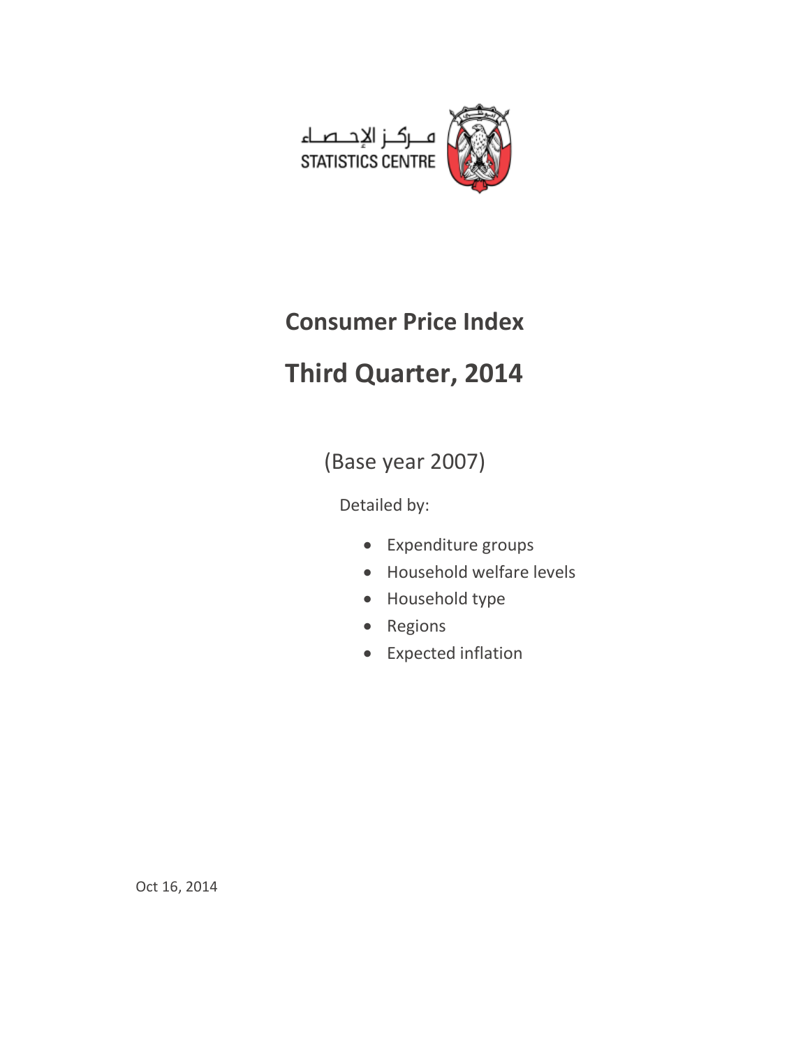مـركـز الإحـصـاء

STATISTICS CENTRE

# Consumer Price Index

# Third Quarter, 2014

(Base year 2007)

Detailed by:

- Expenditure groups
- Household welfare levels
- Household type
- Regions
- Expected inflation

Oct 16, 2014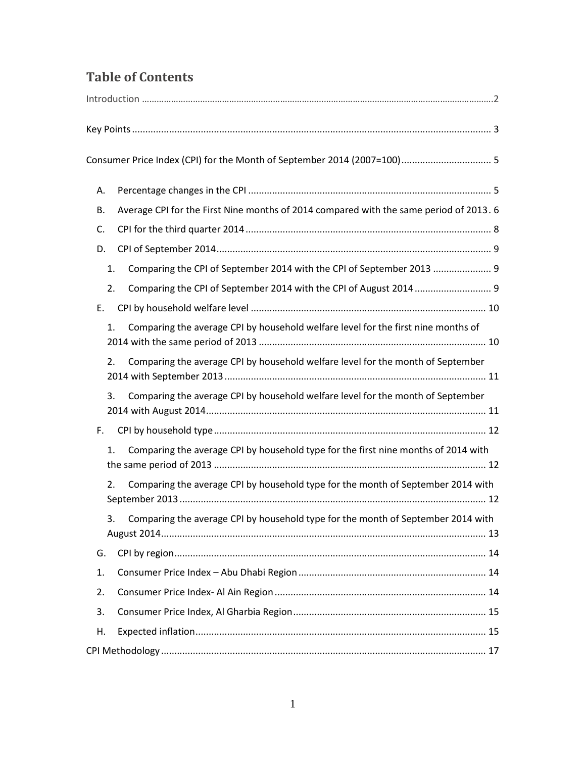# Table of Contents

Introduction ............................................................................................................................2

Key Points ............................................................................................................................ 3

Consumer Price Index (CPI) for the Month of September 2014 (2007=100) .................................. 5

- A. Percentage changes in the CPI ........................................................................................... 5
- B. Average CPI for the First Nine months of 2014 compared with the same period of 2013 . 6
- C. CPI for the third quarter 2014 ............................................................................................ 8
- D. CPI of September 2014 ....................................................................................................... 9
  - 1. Comparing the CPI of September 2014 with the CPI of September 2013 ...................... 9
  - 2. Comparing the CPI of September 2014 with the CPI of August 2014 ............................. 9
- E. CPI by household welfare level ......................................................................................... 10
  - 1. Comparing the average CPI by household welfare level for the first nine months of 2014 with the same period of 2013 ..................................................................................... 10
  - 2. Comparing the average CPI by household welfare level for the month of September 2014 with September 2013 .................................................................................................. 11
  - 3. Comparing the average CPI by household welfare level for the month of September 2014 with August 2014 ......................................................................................................... 11
- F. CPI by household type ...................................................................................................... 12
  - 1. Comparing the average CPI by household type for the first nine months of 2014 with the same period of 2013 ...................................................................................................... 12
  - 2. Comparing the average CPI by household type for the month of September 2014 with September 2013 ................................................................................................................... 12
  - 3. Comparing the average CPI by household type for the month of September 2014 with August 2014 .......................................................................................................................... 13
- G. CPI by region ..................................................................................................................... 14
- 1. Consumer Price Index – Abu Dhabi Region ...................................................................... 14
- 2. Consumer Price Index- Al Ain Region ................................................................................ 14
- 3. Consumer Price Index, Al Gharbia Region ......................................................................... 15
- H. Expected inflation ............................................................................................................. 15

CPI Methodology ..................................................................................................................... 17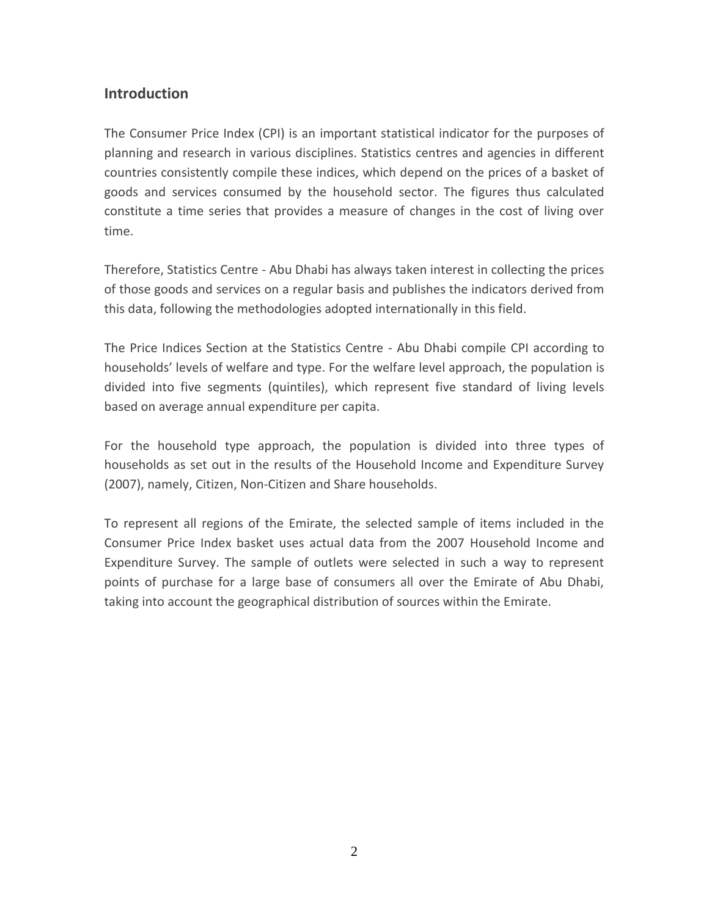## Introduction

The Consumer Price Index (CPI) is an important statistical indicator for the purposes of planning and research in various disciplines. Statistics centres and agencies in different countries consistently compile these indices, which depend on the prices of a basket of goods and services consumed by the household sector. The figures thus calculated constitute a time series that provides a measure of changes in the cost of living over time.

Therefore, Statistics Centre - Abu Dhabi has always taken interest in collecting the prices of those goods and services on a regular basis and publishes the indicators derived from this data, following the methodologies adopted internationally in this field.

The Price Indices Section at the Statistics Centre - Abu Dhabi compile CPI according to households' levels of welfare and type. For the welfare level approach, the population is divided into five segments (quintiles), which represent five standard of living levels based on average annual expenditure per capita.

For the household type approach, the population is divided into three types of households as set out in the results of the Household Income and Expenditure Survey (2007), namely, Citizen, Non-Citizen and Share households.

To represent all regions of the Emirate, the selected sample of items included in the Consumer Price Index basket uses actual data from the 2007 Household Income and Expenditure Survey. The sample of outlets were selected in such a way to represent points of purchase for a large base of consumers all over the Emirate of Abu Dhabi, taking into account the geographical distribution of sources within the Emirate.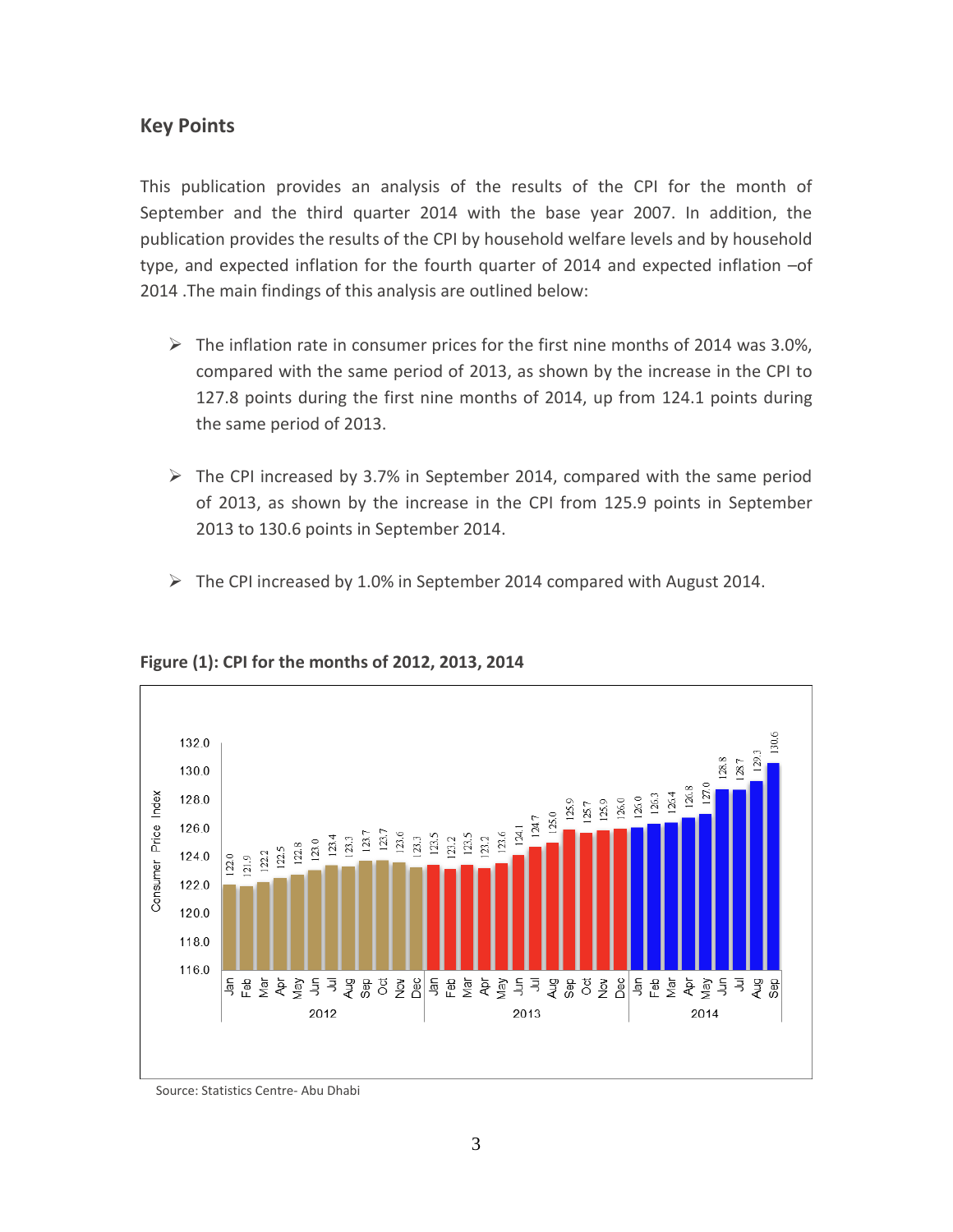## Key Points

This publication provides an analysis of the results of the CPI for the month of September and the third quarter 2014 with the base year 2007. In addition, the publication provides the results of the CPI by household welfare levels and by household type, and expected inflation for the fourth quarter of 2014 and expected inflation –of 2014 .The main findings of this analysis are outlined below:

- The inflation rate in consumer prices for the first nine months of 2014 was 3.0%, compared with the same period of 2013, as shown by the increase in the CPI to 127.8 points during the first nine months of 2014, up from 124.1 points during the same period of 2013.
- The CPI increased by 3.7% in September 2014, compared with the same period of 2013, as shown by the increase in the CPI from 125.9 points in September 2013 to 130.6 points in September 2014.
- The CPI increased by 1.0% in September 2014 compared with August 2014.

**Figure (1): CPI for the months of 2012, 2013, 2014**

| Month | 2012 | 2013 | 2014 |
|---|---|---|---|
| Jan | 122.0 | 123.5 | 126.0 |
| Feb | 121.9 | 123.2 | 126.3 |
| Mar | 122.2 | 123.5 | 126.4 |
| Apr | 122.5 | 123.2 | 126.8 |
| May | 122.8 | 123.6 | 127.0 |
| Jun | 123.0 | 124.1 | 128.8 |
| Jul | 123.4 | 124.7 | 128.7 |
| Aug | 123.3 | 125.0 | 129.3 |
| Sep | 123.7 | 125.9 | 130.6 |
| Oct | 123.7 | 125.7 | |
| Nov | 123.6 | 125.9 | |
| Dec | 123.3 | 126.0 | |

Source: Statistics Centre- Abu Dhabi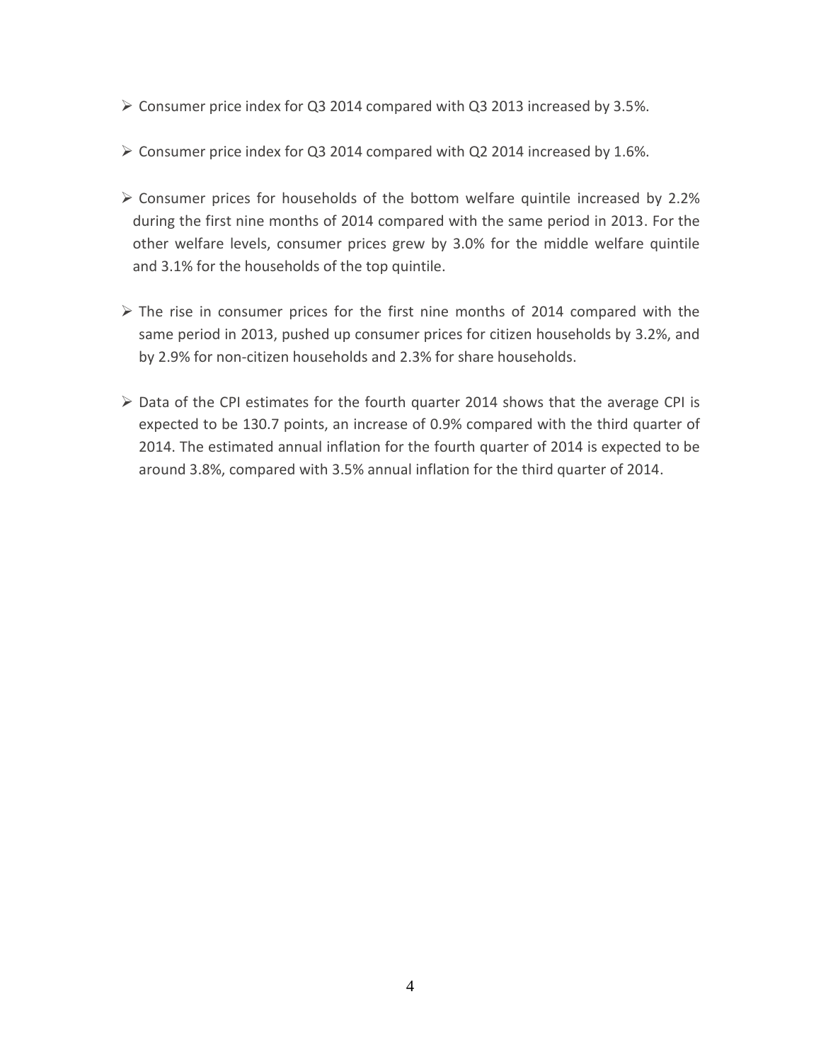- Consumer price index for Q3 2014 compared with Q3 2013 increased by 3.5%.

- Consumer price index for Q3 2014 compared with Q2 2014 increased by 1.6%.

- Consumer prices for households of the bottom welfare quintile increased by 2.2% during the first nine months of 2014 compared with the same period in 2013. For the other welfare levels, consumer prices grew by 3.0% for the middle welfare quintile and 3.1% for the households of the top quintile.

- The rise in consumer prices for the first nine months of 2014 compared with the same period in 2013, pushed up consumer prices for citizen households by 3.2%, and by 2.9% for non-citizen households and 2.3% for share households.

- Data of the CPI estimates for the fourth quarter 2014 shows that the average CPI is expected to be 130.7 points, an increase of 0.9% compared with the third quarter of 2014. The estimated annual inflation for the fourth quarter of 2014 is expected to be around 3.8%, compared with 3.5% annual inflation for the third quarter of 2014.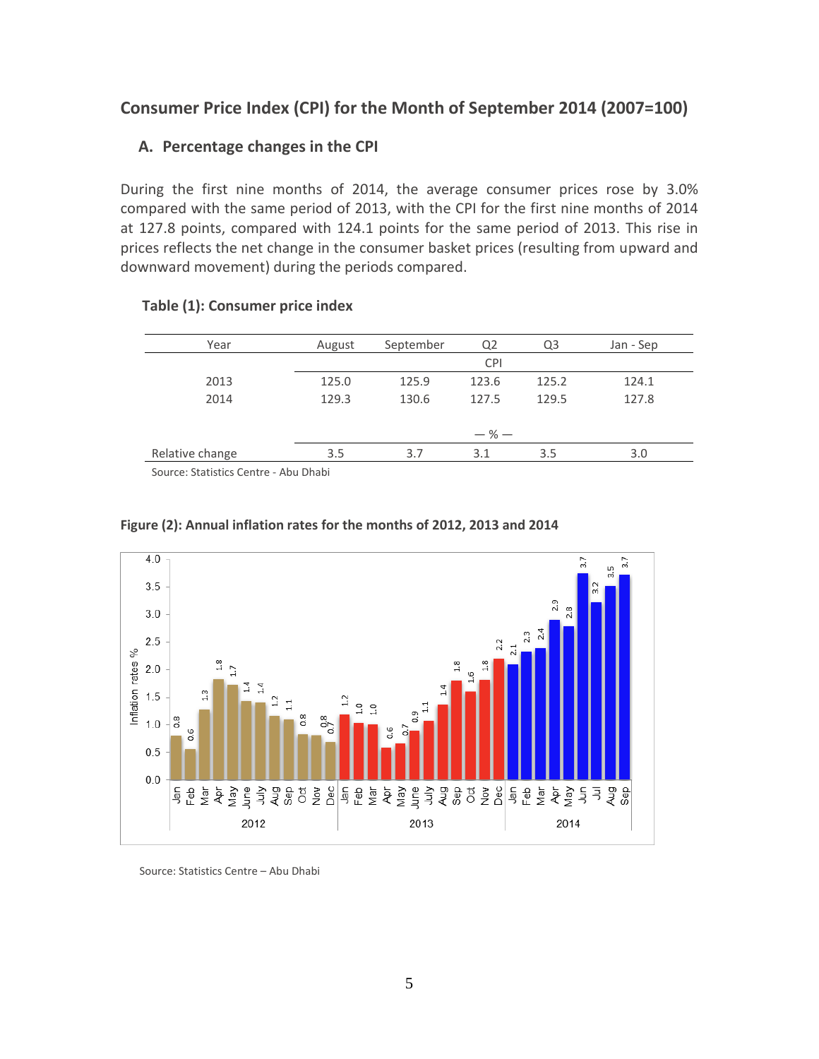## Consumer Price Index (CPI) for the Month of September 2014 (2007=100)

### A. Percentage changes in the CPI

During the first nine months of 2014, the average consumer prices rose by 3.0% compared with the same period of 2013, with the CPI for the first nine months of 2014 at 127.8 points, compared with 124.1 points for the same period of 2013. This rise in prices reflects the net change in the consumer basket prices (resulting from upward and downward movement) during the periods compared.

**Table (1): Consumer price index**

| Year | August | September | Q2 | Q3 | Jan - Sep |
|---|---|---|---|---|---|
| | CPI | | | | |
| 2013 | 125.0 | 125.9 | 123.6 | 125.2 | 124.1 |
| 2014 | 129.3 | 130.6 | 127.5 | 129.5 | 127.8 |
| | — % — | | | | |
| Relative change | 3.5 | 3.7 | 3.1 | 3.5 | 3.0 |

Source: Statistics Centre - Abu Dhabi

**Figure (2): Annual inflation rates for the months of 2012, 2013 and 2014**

| Month | 2012 | 2013 | 2014 |
|---|---|---|---|
| Jan | 0.8 | 1.2 | 2.1 |
| Feb | 0.6 | 1.0 | 2.3 |
| Mar | 1.3 | 1.0 | 2.4 |
| Apr | 1.8 | 0.6 | 2.9 |
| May | 1.7 | 0.7 | 2.8 |
| June | 1.4 | 0.9 | 3.7 |
| July | 1.4 | 1.1 | 3.2 |
| Aug | 1.2 | 1.4 | 3.5 |
| Sep | 1.1 | 1.8 | 3.7 |
| Oct | 0.8 | 1.6 | |
| Nov | 0.8 | 1.8 | |
| Dec | 0.7 | 2.2 | |

Source: Statistics Centre – Abu Dhabi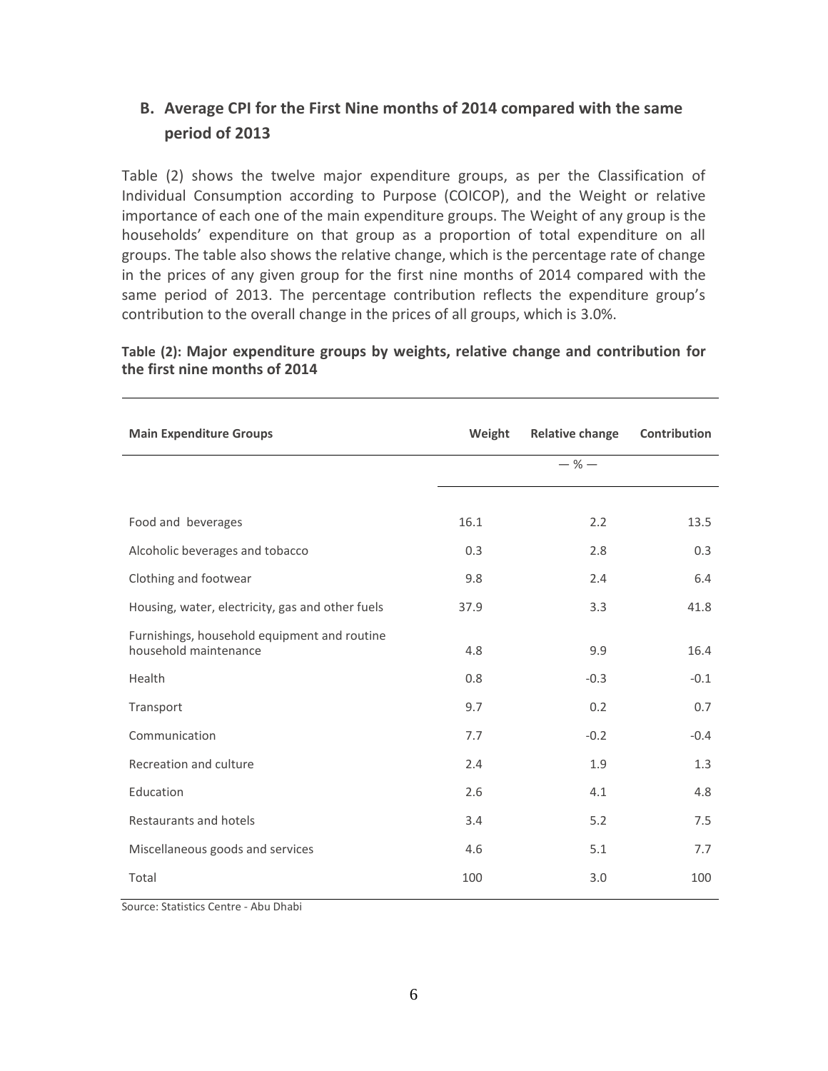## B. Average CPI for the First Nine months of 2014 compared with the same period of 2013

Table (2) shows the twelve major expenditure groups, as per the Classification of Individual Consumption according to Purpose (COICOP), and the Weight or relative importance of each one of the main expenditure groups. The Weight of any group is the households' expenditure on that group as a proportion of total expenditure on all groups. The table also shows the relative change, which is the percentage rate of change in the prices of any given group for the first nine months of 2014 compared with the same period of 2013. The percentage contribution reflects the expenditure group's contribution to the overall change in the prices of all groups, which is 3.0%.

**Table (2): Major expenditure groups by weights, relative change and contribution for the first nine months of 2014**

| Main Expenditure Groups | Weight | Relative change | Contribution |
|---|---|---|---|
| | — % — | | |
| Food and beverages | 16.1 | 2.2 | 13.5 |
| Alcoholic beverages and tobacco | 0.3 | 2.8 | 0.3 |
| Clothing and footwear | 9.8 | 2.4 | 6.4 |
| Housing, water, electricity, gas and other fuels | 37.9 | 3.3 | 41.8 |
| Furnishings, household equipment and routine household maintenance | 4.8 | 9.9 | 16.4 |
| Health | 0.8 | -0.3 | -0.1 |
| Transport | 9.7 | 0.2 | 0.7 |
| Communication | 7.7 | -0.2 | -0.4 |
| Recreation and culture | 2.4 | 1.9 | 1.3 |
| Education | 2.6 | 4.1 | 4.8 |
| Restaurants and hotels | 3.4 | 5.2 | 7.5 |
| Miscellaneous goods and services | 4.6 | 5.1 | 7.7 |
| Total | 100 | 3.0 | 100 |

Source: Statistics Centre - Abu Dhabi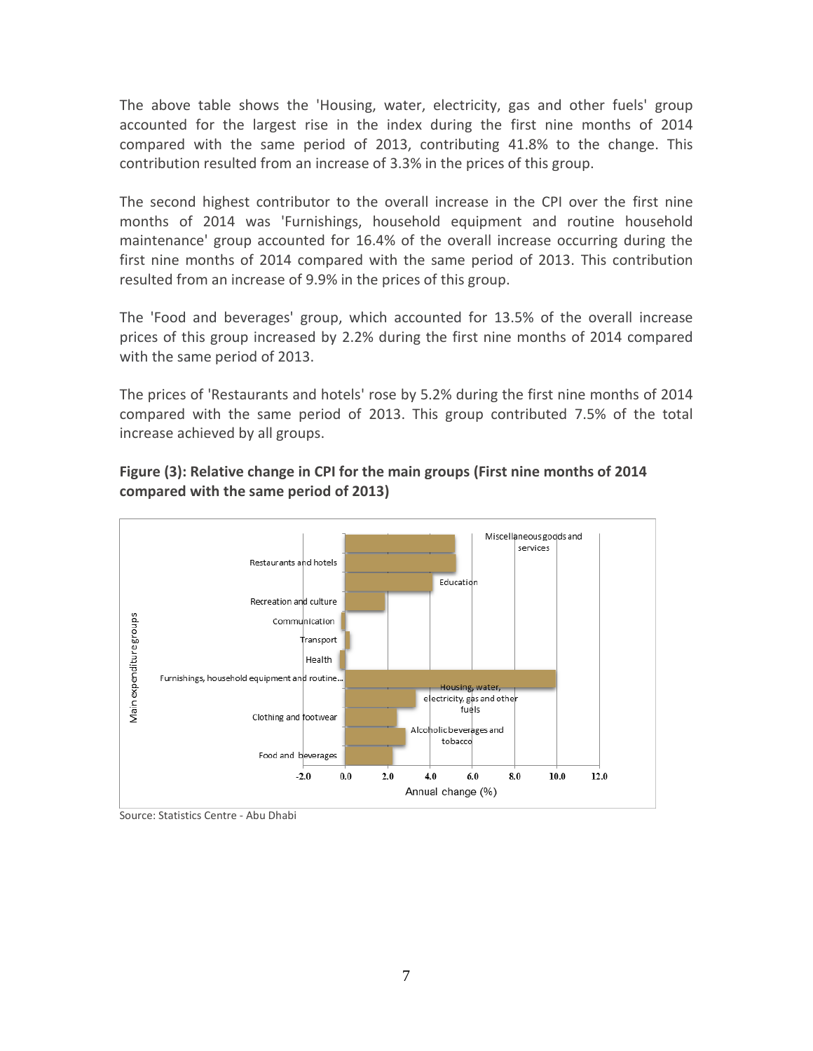The above table shows the 'Housing, water, electricity, gas and other fuels' group accounted for the largest rise in the index during the first nine months of 2014 compared with the same period of 2013, contributing 41.8% to the change. This contribution resulted from an increase of 3.3% in the prices of this group.

The second highest contributor to the overall increase in the CPI over the first nine months of 2014 was 'Furnishings, household equipment and routine household maintenance' group accounted for 16.4% of the overall increase occurring during the first nine months of 2014 compared with the same period of 2013. This contribution resulted from an increase of 9.9% in the prices of this group.

The 'Food and beverages' group, which accounted for 13.5% of the overall increase prices of this group increased by 2.2% during the first nine months of 2014 compared with the same period of 2013.

The prices of 'Restaurants and hotels' rose by 5.2% during the first nine months of 2014 compared with the same period of 2013. This group contributed 7.5% of the total increase achieved by all groups.

**Figure (3): Relative change in CPI for the main groups (First nine months of 2014 compared with the same period of 2013)**

Source: Statistics Centre - Abu Dhabi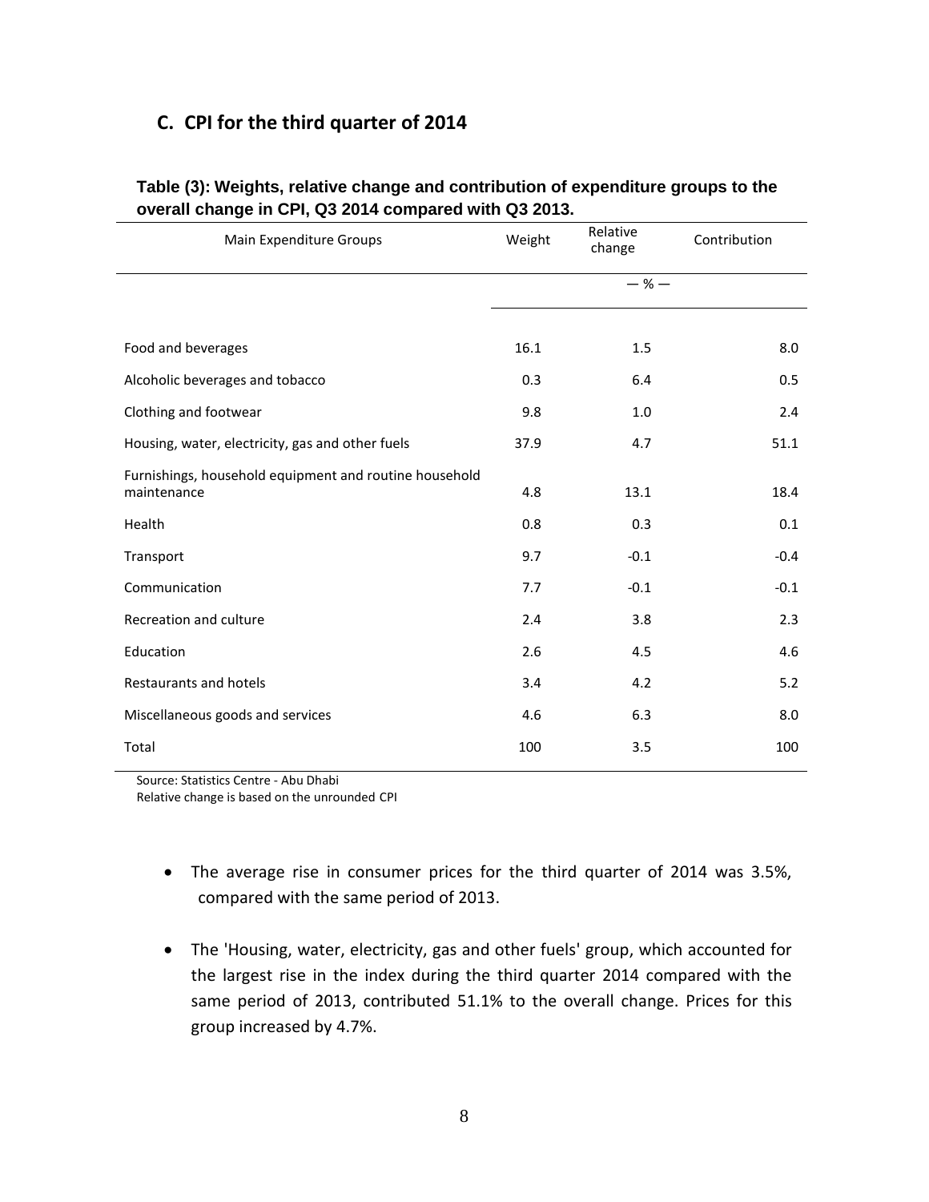## C. CPI for the third quarter of 2014

**Table (3): Weights, relative change and contribution of expenditure groups to the overall change in CPI, Q3 2014 compared with Q3 2013.**

| Main Expenditure Groups | Weight | Relative change | Contribution |
|---|---|---|---|
| | | — % — | |
| Food and beverages | 16.1 | 1.5 | 8.0 |
| Alcoholic beverages and tobacco | 0.3 | 6.4 | 0.5 |
| Clothing and footwear | 9.8 | 1.0 | 2.4 |
| Housing, water, electricity, gas and other fuels | 37.9 | 4.7 | 51.1 |
| Furnishings, household equipment and routine household maintenance | 4.8 | 13.1 | 18.4 |
| Health | 0.8 | 0.3 | 0.1 |
| Transport | 9.7 | -0.1 | -0.4 |
| Communication | 7.7 | -0.1 | -0.1 |
| Recreation and culture | 2.4 | 3.8 | 2.3 |
| Education | 2.6 | 4.5 | 4.6 |
| Restaurants and hotels | 3.4 | 4.2 | 5.2 |
| Miscellaneous goods and services | 4.6 | 6.3 | 8.0 |
| Total | 100 | 3.5 | 100 |

Source: Statistics Centre - Abu Dhabi
Relative change is based on the unrounded CPI

- The average rise in consumer prices for the third quarter of 2014 was 3.5%, compared with the same period of 2013.
- The 'Housing, water, electricity, gas and other fuels' group, which accounted for the largest rise in the index during the third quarter 2014 compared with the same period of 2013, contributed 51.1% to the overall change. Prices for this group increased by 4.7%.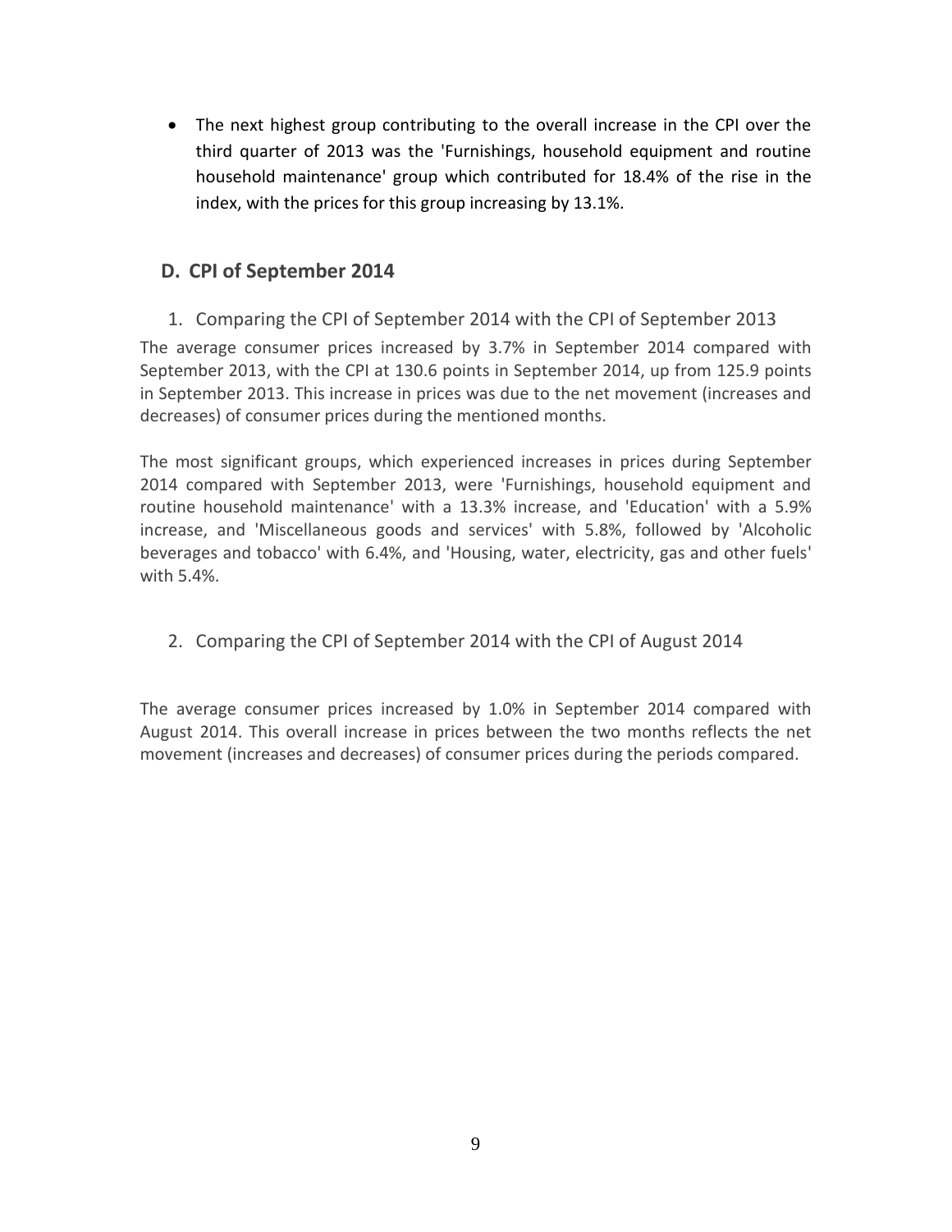- The next highest group contributing to the overall increase in the CPI over the third quarter of 2013 was the 'Furnishings, household equipment and routine household maintenance' group which contributed for 18.4% of the rise in the index, with the prices for this group increasing by 13.1%.

## D. CPI of September 2014

### 1. Comparing the CPI of September 2014 with the CPI of September 2013

The average consumer prices increased by 3.7% in September 2014 compared with September 2013, with the CPI at 130.6 points in September 2014, up from 125.9 points in September 2013. This increase in prices was due to the net movement (increases and decreases) of consumer prices during the mentioned months.

The most significant groups, which experienced increases in prices during September 2014 compared with September 2013, were 'Furnishings, household equipment and routine household maintenance' with a 13.3% increase, and 'Education' with a 5.9% increase, and 'Miscellaneous goods and services' with 5.8%, followed by 'Alcoholic beverages and tobacco' with 6.4%, and 'Housing, water, electricity, gas and other fuels' with 5.4%.

### 2. Comparing the CPI of September 2014 with the CPI of August 2014

The average consumer prices increased by 1.0% in September 2014 compared with August 2014. This overall increase in prices between the two months reflects the net movement (increases and decreases) of consumer prices during the periods compared.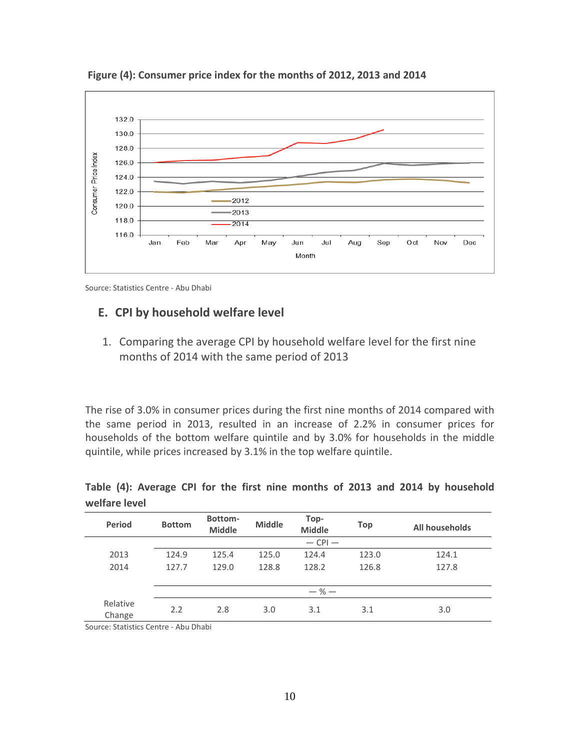**Figure (4): Consumer price index for the months of 2012, 2013 and 2014**

Source: Statistics Centre - Abu Dhabi

## E. CPI by household welfare level

1. Comparing the average CPI by household welfare level for the first nine months of 2014 with the same period of 2013

The rise of 3.0% in consumer prices during the first nine months of 2014 compared with the same period in 2013, resulted in an increase of 2.2% in consumer prices for households of the bottom welfare quintile and by 3.0% for households in the middle quintile, while prices increased by 3.1% in the top welfare quintile.

**Table (4): Average CPI for the first nine months of 2013 and 2014 by household welfare level**

| Period | Bottom | Bottom-Middle | Middle | Top-Middle | Top | All households |
|---|---|---|---|---|---|---|
| | — CPI — | | | | | |
| 2013 | 124.9 | 125.4 | 125.0 | 124.4 | 123.0 | 124.1 |
| 2014 | 127.7 | 129.0 | 128.8 | 128.2 | 126.8 | 127.8 |
| | — % — | | | | | |
| Relative Change | 2.2 | 2.8 | 3.0 | 3.1 | 3.1 | 3.0 |

Source: Statistics Centre - Abu Dhabi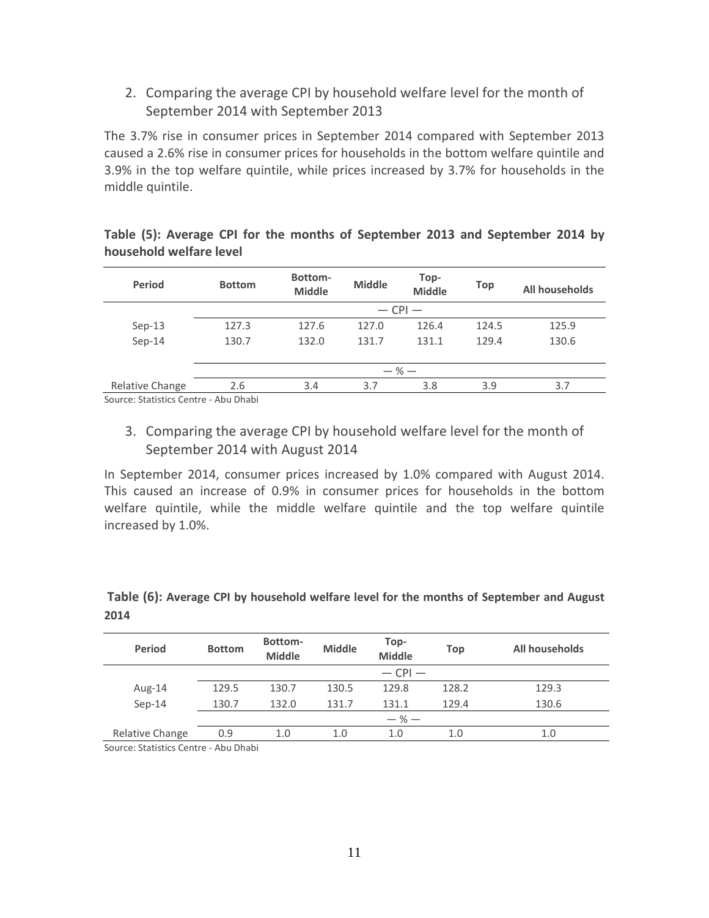2. Comparing the average CPI by household welfare level for the month of September 2014 with September 2013

The 3.7% rise in consumer prices in September 2014 compared with September 2013 caused a 2.6% rise in consumer prices for households in the bottom welfare quintile and 3.9% in the top welfare quintile, while prices increased by 3.7% for households in the middle quintile.

**Table (5): Average CPI for the months of September 2013 and September 2014 by household welfare level**

| Period | Bottom | Bottom-Middle | Middle | Top-Middle | Top | All households |
|---|---|---|---|---|---|---|
| | — CPI — | | | | | |
| Sep-13 | 127.3 | 127.6 | 127.0 | 126.4 | 124.5 | 125.9 |
| Sep-14 | 130.7 | 132.0 | 131.7 | 131.1 | 129.4 | 130.6 |
| | — % — | | | | | |
| Relative Change | 2.6 | 3.4 | 3.7 | 3.8 | 3.9 | 3.7 |

Source: Statistics Centre - Abu Dhabi

3. Comparing the average CPI by household welfare level for the month of September 2014 with August 2014

In September 2014, consumer prices increased by 1.0% compared with August 2014. This caused an increase of 0.9% in consumer prices for households in the bottom welfare quintile, while the middle welfare quintile and the top welfare quintile increased by 1.0%.

**Table (6): Average CPI by household welfare level for the months of September and August 2014**

| Period | Bottom | Bottom-Middle | Middle | Top-Middle | Top | All households |
|---|---|---|---|---|---|---|
| | — CPI — | | | | | |
| Aug-14 | 129.5 | 130.7 | 130.5 | 129.8 | 128.2 | 129.3 |
| Sep-14 | 130.7 | 132.0 | 131.7 | 131.1 | 129.4 | 130.6 |
| | — % — | | | | | |
| Relative Change | 0.9 | 1.0 | 1.0 | 1.0 | 1.0 | 1.0 |

Source: Statistics Centre - Abu Dhabi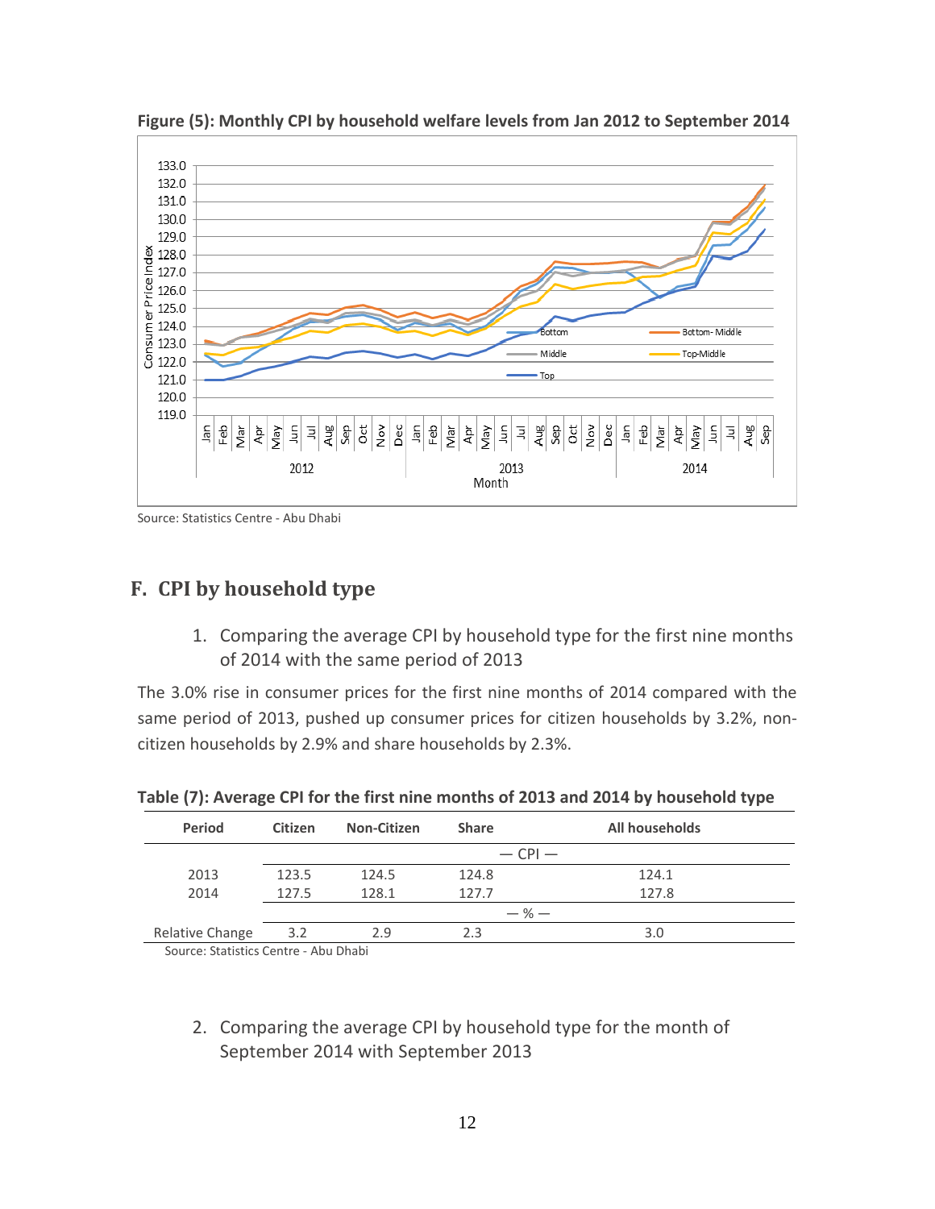**Figure (5): Monthly CPI by household welfare levels from Jan 2012 to September 2014**

Source: Statistics Centre - Abu Dhabi

## F. CPI by household type

1. Comparing the average CPI by household type for the first nine months of 2014 with the same period of 2013

The 3.0% rise in consumer prices for the first nine months of 2014 compared with the same period of 2013, pushed up consumer prices for citizen households by 3.2%, non-citizen households by 2.9% and share households by 2.3%.

**Table (7): Average CPI for the first nine months of 2013 and 2014 by household type**

| Period | Citizen | Non-Citizen | Share | All households |
|---|---|---|---|---|
| | — CPI — | | | |
| 2013 | 123.5 | 124.5 | 124.8 | 124.1 |
| 2014 | 127.5 | 128.1 | 127.7 | 127.8 |
| | — % — | | | |
| Relative Change | 3.2 | 2.9 | 2.3 | 3.0 |

Source: Statistics Centre - Abu Dhabi

2. Comparing the average CPI by household type for the month of September 2014 with September 2013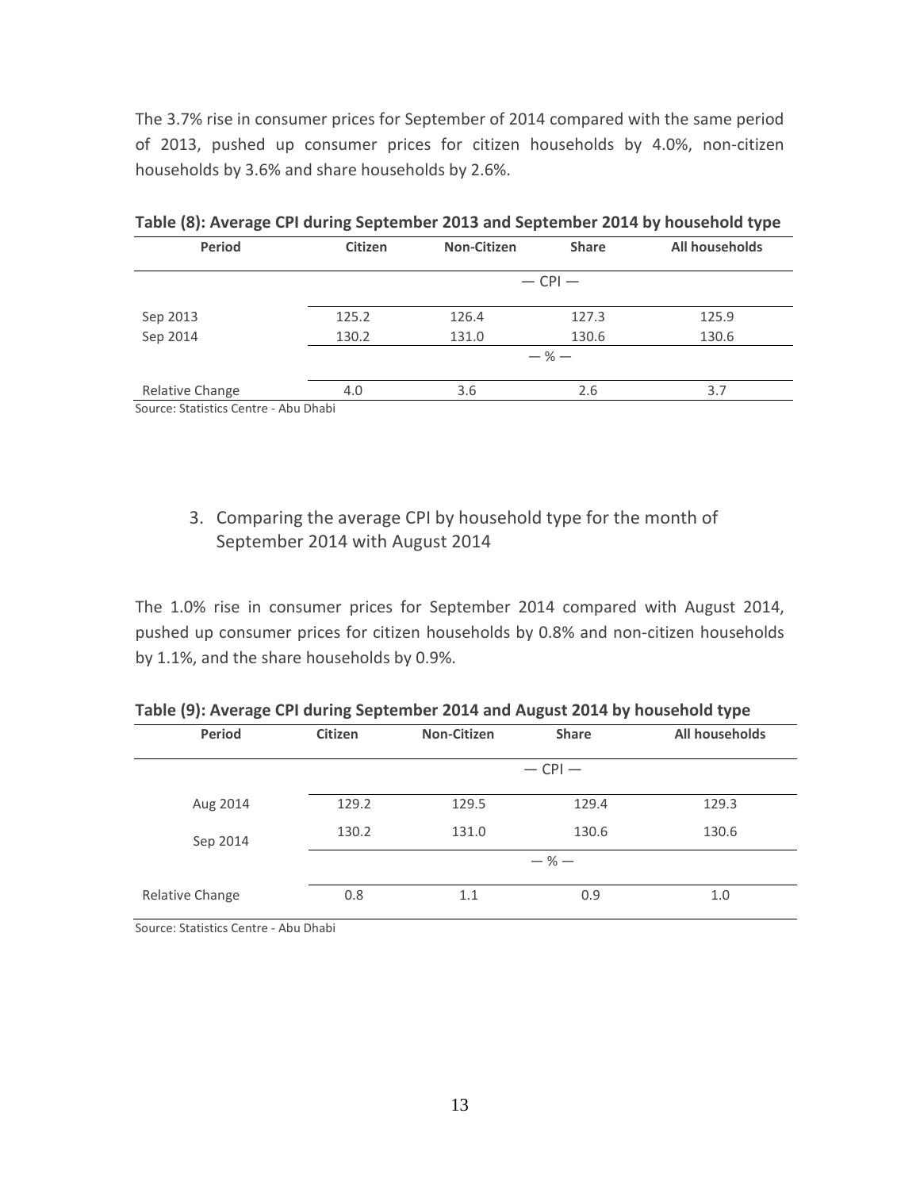The 3.7% rise in consumer prices for September of 2014 compared with the same period of 2013, pushed up consumer prices for citizen households by 4.0%, non-citizen households by 3.6% and share households by 2.6%.

**Table (8): Average CPI during September 2013 and September 2014 by household type**

| Period | Citizen | Non-Citizen | Share | All households |
|---|---|---|---|---|
| | | — CPI — | | |
| Sep 2013 | 125.2 | 126.4 | 127.3 | 125.9 |
| Sep 2014 | 130.2 | 131.0 | 130.6 | 130.6 |
| | | — % — | | |
| Relative Change | 4.0 | 3.6 | 2.6 | 3.7 |

Source: Statistics Centre - Abu Dhabi

3. Comparing the average CPI by household type for the month of September 2014 with August 2014

The 1.0% rise in consumer prices for September 2014 compared with August 2014, pushed up consumer prices for citizen households by 0.8% and non-citizen households by 1.1%, and the share households by 0.9%.

**Table (9): Average CPI during September 2014 and August 2014 by household type**

| Period | Citizen | Non-Citizen | Share | All households |
|---|---|---|---|---|
| | | — CPI — | | |
| Aug 2014 | 129.2 | 129.5 | 129.4 | 129.3 |
| Sep 2014 | 130.2 | 131.0 | 130.6 | 130.6 |
| | | — % — | | |
| Relative Change | 0.8 | 1.1 | 0.9 | 1.0 |

Source: Statistics Centre - Abu Dhabi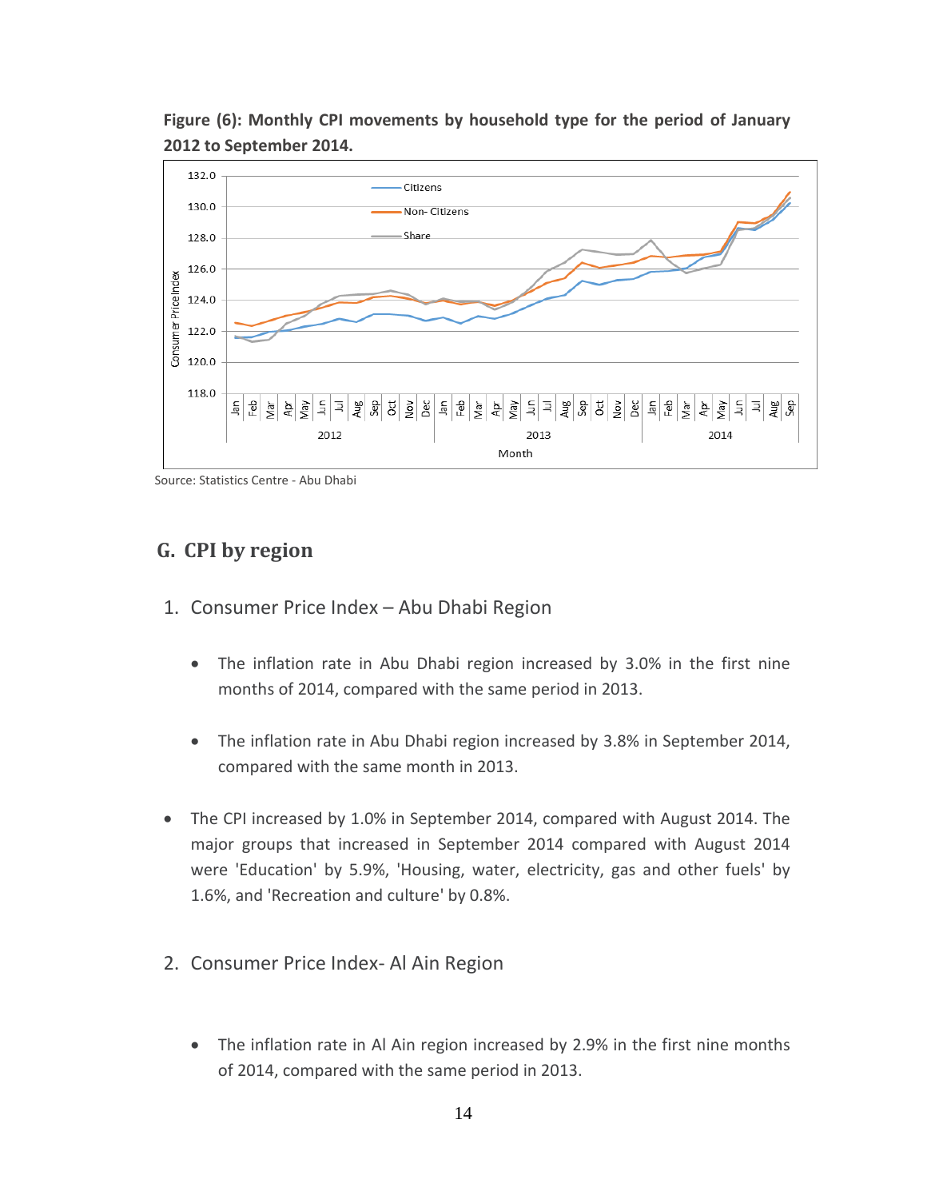**Figure (6): Monthly CPI movements by household type for the period of January 2012 to September 2014.**

Source: Statistics Centre - Abu Dhabi

## G. CPI by region

### 1. Consumer Price Index – Abu Dhabi Region

- The inflation rate in Abu Dhabi region increased by 3.0% in the first nine months of 2014, compared with the same period in 2013.

- The inflation rate in Abu Dhabi region increased by 3.8% in September 2014, compared with the same month in 2013.

- The CPI increased by 1.0% in September 2014, compared with August 2014. The major groups that increased in September 2014 compared with August 2014 were 'Education' by 5.9%, 'Housing, water, electricity, gas and other fuels' by 1.6%, and 'Recreation and culture' by 0.8%.

### 2. Consumer Price Index- Al Ain Region

- The inflation rate in Al Ain region increased by 2.9% in the first nine months of 2014, compared with the same period in 2013.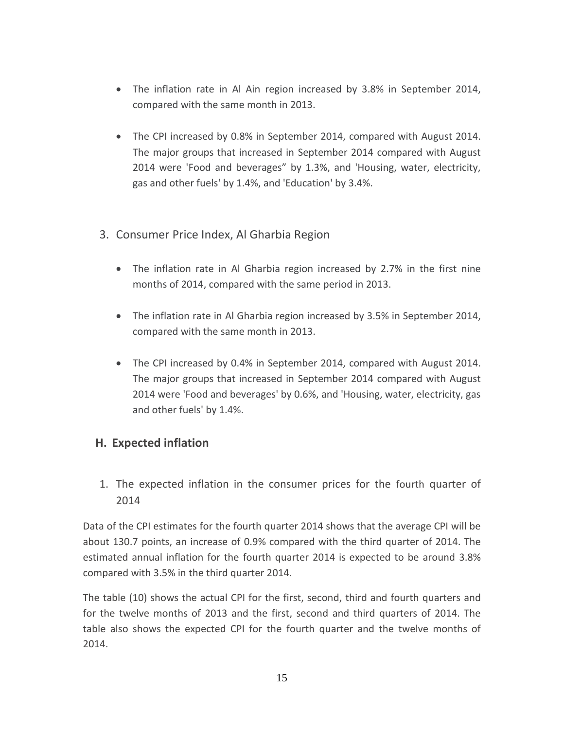- The inflation rate in Al Ain region increased by 3.8% in September 2014, compared with the same month in 2013.

- The CPI increased by 0.8% in September 2014, compared with August 2014. The major groups that increased in September 2014 compared with August 2014 were 'Food and beverages" by 1.3%, and 'Housing, water, electricity, gas and other fuels' by 1.4%, and 'Education' by 3.4%.

3. Consumer Price Index, Al Gharbia Region

- The inflation rate in Al Gharbia region increased by 2.7% in the first nine months of 2014, compared with the same period in 2013.

- The inflation rate in Al Gharbia region increased by 3.5% in September 2014, compared with the same month in 2013.

- The CPI increased by 0.4% in September 2014, compared with August 2014. The major groups that increased in September 2014 compared with August 2014 were 'Food and beverages' by 0.6%, and 'Housing, water, electricity, gas and other fuels' by 1.4%.

## H. Expected inflation

1. The expected inflation in the consumer prices for the fourth quarter of 2014

Data of the CPI estimates for the fourth quarter 2014 shows that the average CPI will be about 130.7 points, an increase of 0.9% compared with the third quarter of 2014. The estimated annual inflation for the fourth quarter 2014 is expected to be around 3.8% compared with 3.5% in the third quarter 2014.

The table (10) shows the actual CPI for the first, second, third and fourth quarters and for the twelve months of 2013 and the first, second and third quarters of 2014. The table also shows the expected CPI for the fourth quarter and the twelve months of 2014.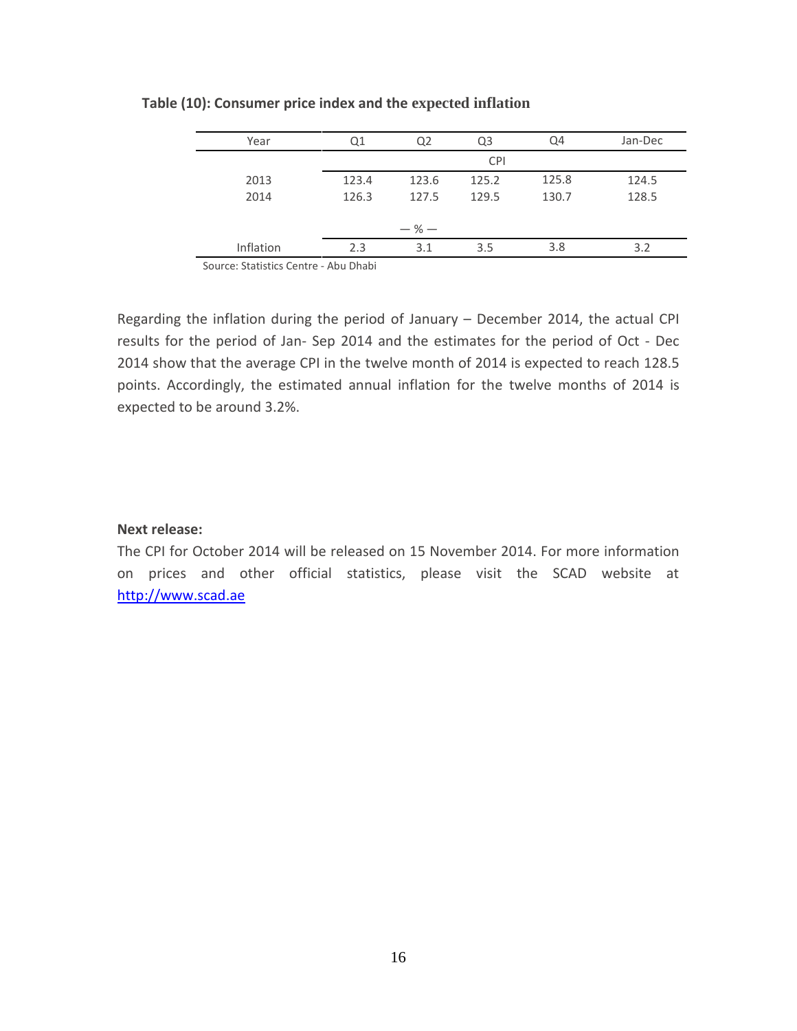**Table (10): Consumer price index and the expected inflation**

| Year | Q1 | Q2 | Q3 | Q4 | Jan-Dec |
|---|---|---|---|---|---|
| | | | CPI | | |
| 2013 | 123.4 | 123.6 | 125.2 | 125.8 | 124.5 |
| 2014 | 126.3 | 127.5 | 129.5 | 130.7 | 128.5 |
| | | — % — | | | |
| Inflation | 2.3 | 3.1 | 3.5 | 3.8 | 3.2 |

Source: Statistics Centre - Abu Dhabi

Regarding the inflation during the period of January – December 2014, the actual CPI results for the period of Jan- Sep 2014 and the estimates for the period of Oct - Dec 2014 show that the average CPI in the twelve month of 2014 is expected to reach 128.5 points. Accordingly, the estimated annual inflation for the twelve months of 2014 is expected to be around 3.2%.

**Next release:**

The CPI for October 2014 will be released on 15 November 2014. For more information on prices and other official statistics, please visit the SCAD website at [http://www.scad.ae](http://www.scad.ae)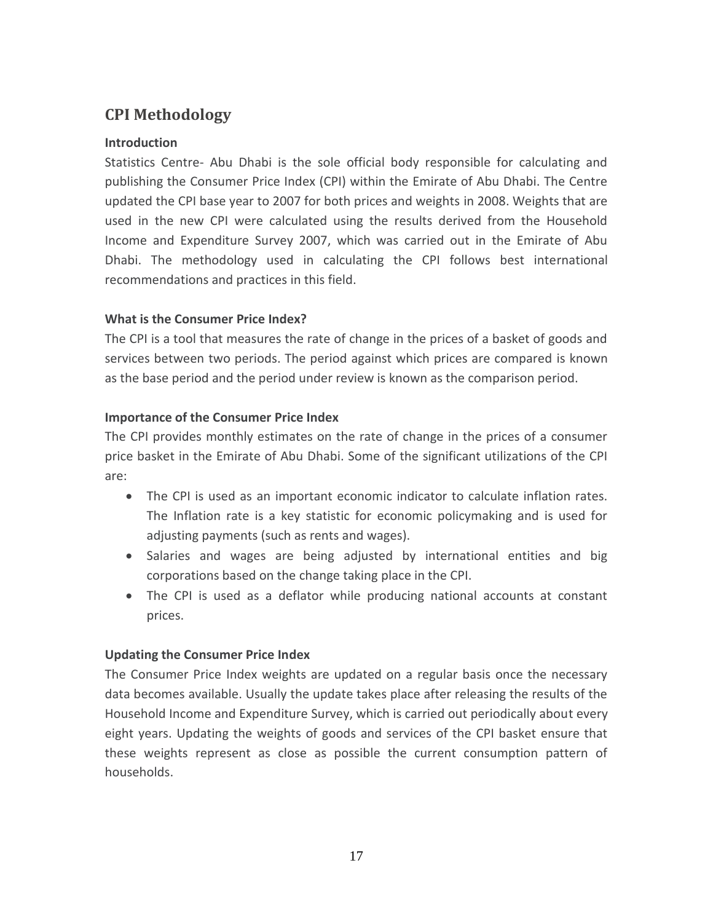## CPI Methodology

### Introduction

Statistics Centre- Abu Dhabi is the sole official body responsible for calculating and publishing the Consumer Price Index (CPI) within the Emirate of Abu Dhabi. The Centre updated the CPI base year to 2007 for both prices and weights in 2008. Weights that are used in the new CPI were calculated using the results derived from the Household Income and Expenditure Survey 2007, which was carried out in the Emirate of Abu Dhabi. The methodology used in calculating the CPI follows best international recommendations and practices in this field.

### What is the Consumer Price Index?

The CPI is a tool that measures the rate of change in the prices of a basket of goods and services between two periods. The period against which prices are compared is known as the base period and the period under review is known as the comparison period.

### Importance of the Consumer Price Index

The CPI provides monthly estimates on the rate of change in the prices of a consumer price basket in the Emirate of Abu Dhabi. Some of the significant utilizations of the CPI are:

- The CPI is used as an important economic indicator to calculate inflation rates. The Inflation rate is a key statistic for economic policymaking and is used for adjusting payments (such as rents and wages).
- Salaries and wages are being adjusted by international entities and big corporations based on the change taking place in the CPI.
- The CPI is used as a deflator while producing national accounts at constant prices.

### Updating the Consumer Price Index

The Consumer Price Index weights are updated on a regular basis once the necessary data becomes available. Usually the update takes place after releasing the results of the Household Income and Expenditure Survey, which is carried out periodically about every eight years. Updating the weights of goods and services of the CPI basket ensure that these weights represent as close as possible the current consumption pattern of households.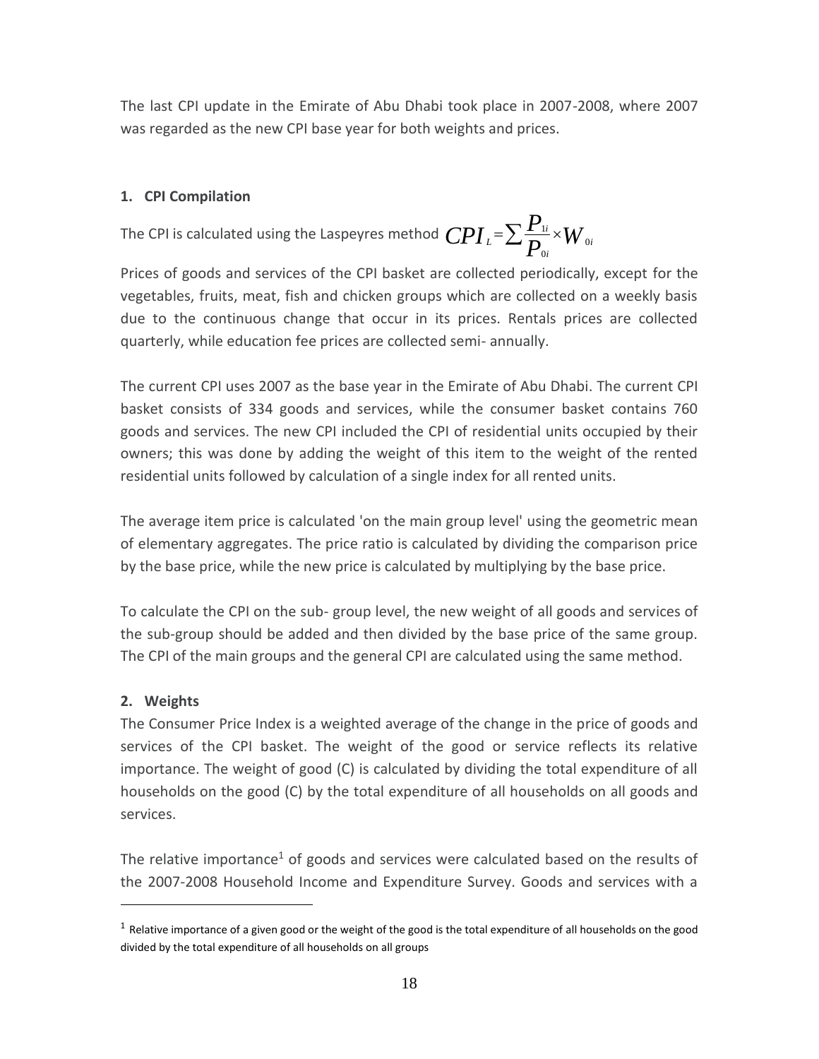The last CPI update in the Emirate of Abu Dhabi took place in 2007-2008, where 2007 was regarded as the new CPI base year for both weights and prices.

### 1. CPI Compilation

The CPI is calculated using the Laspeyres method $CPI_L = \sum \frac{P_{1i}}{P_{0i}} \times W_{0i}$

Prices of goods and services of the CPI basket are collected periodically, except for the vegetables, fruits, meat, fish and chicken groups which are collected on a weekly basis due to the continuous change that occur in its prices. Rentals prices are collected quarterly, while education fee prices are collected semi- annually.

The current CPI uses 2007 as the base year in the Emirate of Abu Dhabi. The current CPI basket consists of 334 goods and services, while the consumer basket contains 760 goods and services. The new CPI included the CPI of residential units occupied by their owners; this was done by adding the weight of this item to the weight of the rented residential units followed by calculation of a single index for all rented units.

The average item price is calculated 'on the main group level' using the geometric mean of elementary aggregates. The price ratio is calculated by dividing the comparison price by the base price, while the new price is calculated by multiplying by the base price.

To calculate the CPI on the sub- group level, the new weight of all goods and services of the sub-group should be added and then divided by the base price of the same group. The CPI of the main groups and the general CPI are calculated using the same method.

### 2. Weights

The Consumer Price Index is a weighted average of the change in the price of goods and services of the CPI basket. The weight of the good or service reflects its relative importance. The weight of good (C) is calculated by dividing the total expenditure of all households on the good (C) by the total expenditure of all households on all goods and services.

The relative importance[1] of goods and services were calculated based on the results of the 2007-2008 Household Income and Expenditure Survey. Goods and services with a

[1] Relative importance of a given good or the weight of the good is the total expenditure of all households on the good divided by the total expenditure of all households on all groups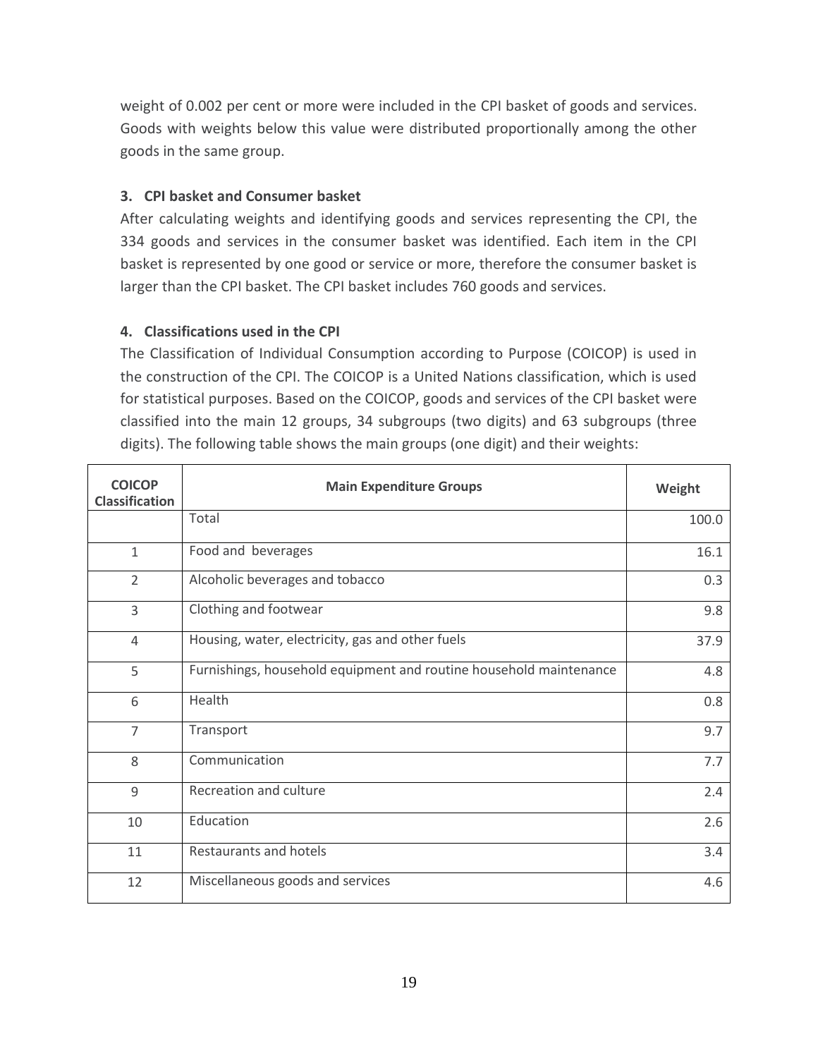weight of 0.002 per cent or more were included in the CPI basket of goods and services. Goods with weights below this value were distributed proportionally among the other goods in the same group.

### 3. CPI basket and Consumer basket

After calculating weights and identifying goods and services representing the CPI, the 334 goods and services in the consumer basket was identified. Each item in the CPI basket is represented by one good or service or more, therefore the consumer basket is larger than the CPI basket. The CPI basket includes 760 goods and services.

### 4. Classifications used in the CPI

The Classification of Individual Consumption according to Purpose (COICOP) is used in the construction of the CPI. The COICOP is a United Nations classification, which is used for statistical purposes. Based on the COICOP, goods and services of the CPI basket were classified into the main 12 groups, 34 subgroups (two digits) and 63 subgroups (three digits). The following table shows the main groups (one digit) and their weights:

| COICOP Classification | Main Expenditure Groups | Weight |
|---|---|---|
| | Total | 100.0 |
| 1 | Food and beverages | 16.1 |
| 2 | Alcoholic beverages and tobacco | 0.3 |
| 3 | Clothing and footwear | 9.8 |
| 4 | Housing, water, electricity, gas and other fuels | 37.9 |
| 5 | Furnishings, household equipment and routine household maintenance | 4.8 |
| 6 | Health | 0.8 |
| 7 | Transport | 9.7 |
| 8 | Communication | 7.7 |
| 9 | Recreation and culture | 2.4 |
| 10 | Education | 2.6 |
| 11 | Restaurants and hotels | 3.4 |
| 12 | Miscellaneous goods and services | 4.6 |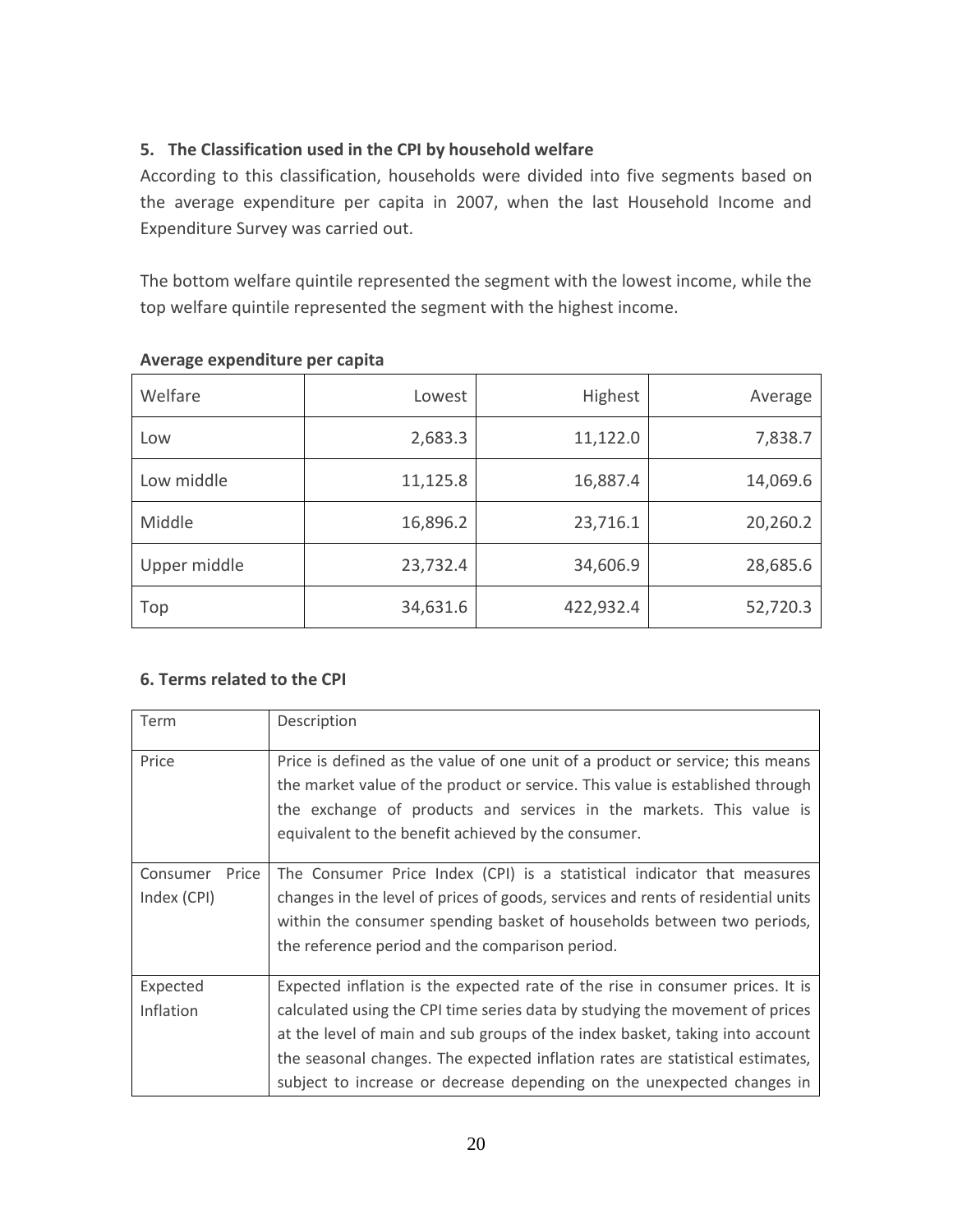### 5. The Classification used in the CPI by household welfare

According to this classification, households were divided into five segments based on the average expenditure per capita in 2007, when the last Household Income and Expenditure Survey was carried out.

The bottom welfare quintile represented the segment with the lowest income, while the top welfare quintile represented the segment with the highest income.

**Average expenditure per capita**

| Welfare | Lowest | Highest | Average |
|---|---|---|---|
| Low | 2,683.3 | 11,122.0 | 7,838.7 |
| Low middle | 11,125.8 | 16,887.4 | 14,069.6 |
| Middle | 16,896.2 | 23,716.1 | 20,260.2 |
| Upper middle | 23,732.4 | 34,606.9 | 28,685.6 |
| Top | 34,631.6 | 422,932.4 | 52,720.3 |

### 6. Terms related to the CPI

| Term | Description |
|---|---|
| Price | Price is defined as the value of one unit of a product or service; this means the market value of the product or service. This value is established through the exchange of products and services in the markets. This value is equivalent to the benefit achieved by the consumer. |
| Consumer Price Index (CPI) | The Consumer Price Index (CPI) is a statistical indicator that measures changes in the level of prices of goods, services and rents of residential units within the consumer spending basket of households between two periods, the reference period and the comparison period. |
| Expected Inflation | Expected inflation is the expected rate of the rise in consumer prices. It is calculated using the CPI time series data by studying the movement of prices at the level of main and sub groups of the index basket, taking into account the seasonal changes. The expected inflation rates are statistical estimates, subject to increase or decrease depending on the unexpected changes in |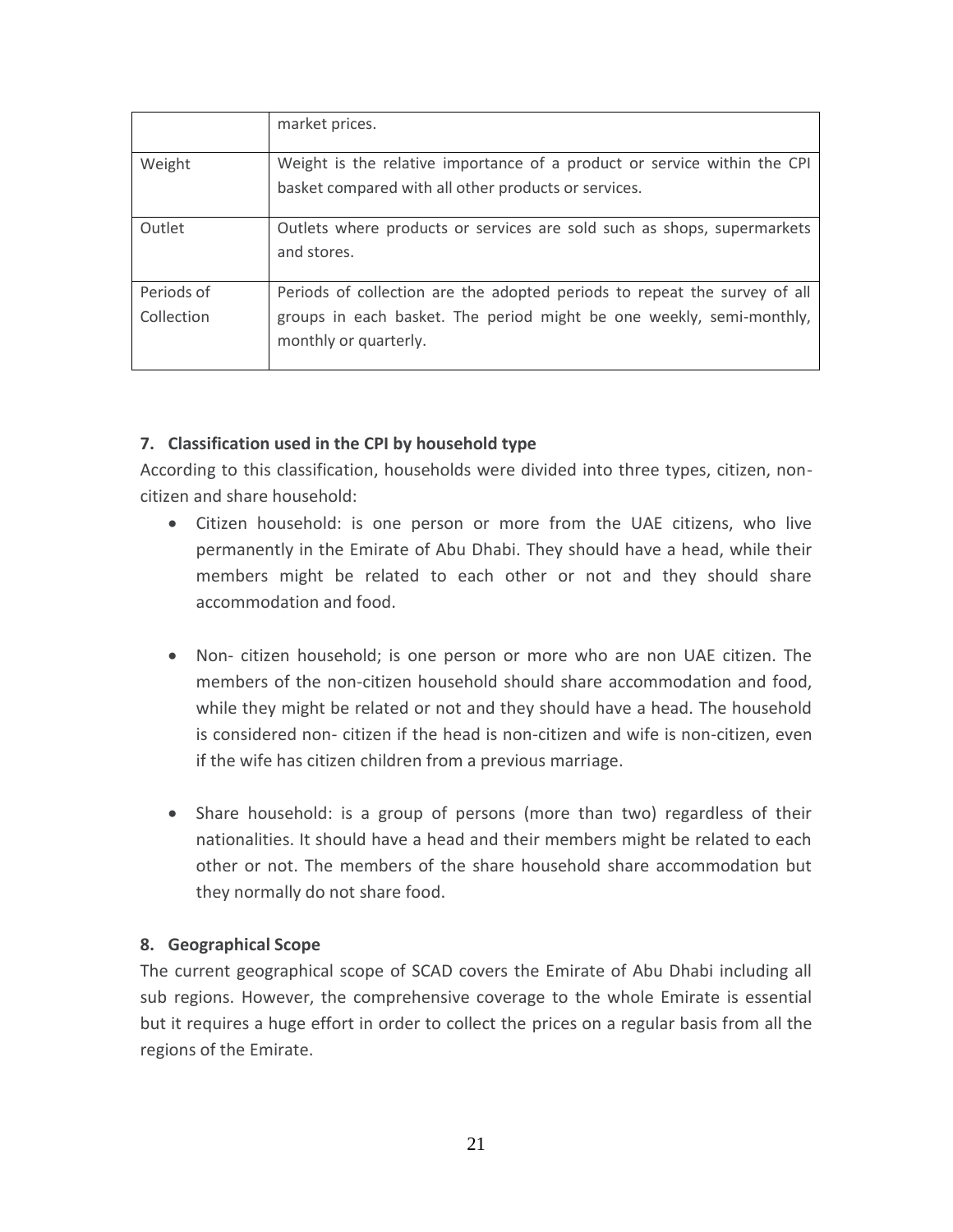|  |  |
| --- | --- |
|  | market prices. |
| Weight | Weight is the relative importance of a product or service within the CPI basket compared with all other products or services. |
| Outlet | Outlets where products or services are sold such as shops, supermarkets and stores. |
| Periods of Collection | Periods of collection are the adopted periods to repeat the survey of all groups in each basket. The period might be one weekly, semi-monthly, monthly or quarterly. |

### 7. Classification used in the CPI by household type

According to this classification, households were divided into three types, citizen, non-citizen and share household:

- Citizen household: is one person or more from the UAE citizens, who live permanently in the Emirate of Abu Dhabi. They should have a head, while their members might be related to each other or not and they should share accommodation and food.

- Non- citizen household; is one person or more who are non UAE citizen. The members of the non-citizen household should share accommodation and food, while they might be related or not and they should have a head. The household is considered non- citizen if the head is non-citizen and wife is non-citizen, even if the wife has citizen children from a previous marriage.

- Share household: is a group of persons (more than two) regardless of their nationalities. It should have a head and their members might be related to each other or not. The members of the share household share accommodation but they normally do not share food.

### 8. Geographical Scope

The current geographical scope of SCAD covers the Emirate of Abu Dhabi including all sub regions. However, the comprehensive coverage to the whole Emirate is essential but it requires a huge effort in order to collect the prices on a regular basis from all the regions of the Emirate.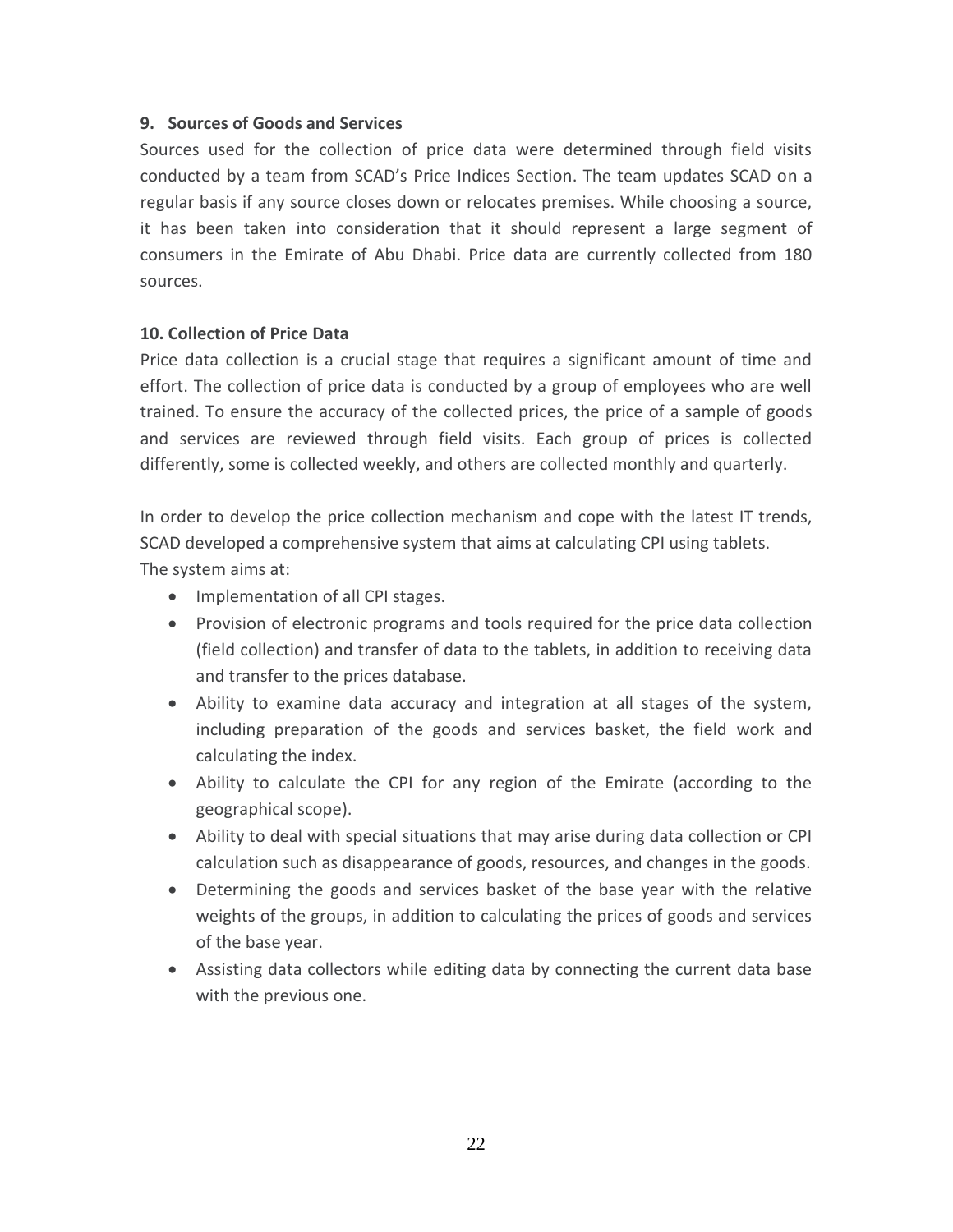### 9. Sources of Goods and Services

Sources used for the collection of price data were determined through field visits conducted by a team from SCAD's Price Indices Section. The team updates SCAD on a regular basis if any source closes down or relocates premises. While choosing a source, it has been taken into consideration that it should represent a large segment of consumers in the Emirate of Abu Dhabi. Price data are currently collected from 180 sources.

### 10. Collection of Price Data

Price data collection is a crucial stage that requires a significant amount of time and effort. The collection of price data is conducted by a group of employees who are well trained. To ensure the accuracy of the collected prices, the price of a sample of goods and services are reviewed through field visits. Each group of prices is collected differently, some is collected weekly, and others are collected monthly and quarterly.

In order to develop the price collection mechanism and cope with the latest IT trends, SCAD developed a comprehensive system that aims at calculating CPI using tablets.
The system aims at:

- Implementation of all CPI stages.
- Provision of electronic programs and tools required for the price data collection (field collection) and transfer of data to the tablets, in addition to receiving data and transfer to the prices database.
- Ability to examine data accuracy and integration at all stages of the system, including preparation of the goods and services basket, the field work and calculating the index.
- Ability to calculate the CPI for any region of the Emirate (according to the geographical scope).
- Ability to deal with special situations that may arise during data collection or CPI calculation such as disappearance of goods, resources, and changes in the goods.
- Determining the goods and services basket of the base year with the relative weights of the groups, in addition to calculating the prices of goods and services of the base year.
- Assisting data collectors while editing data by connecting the current data base with the previous one.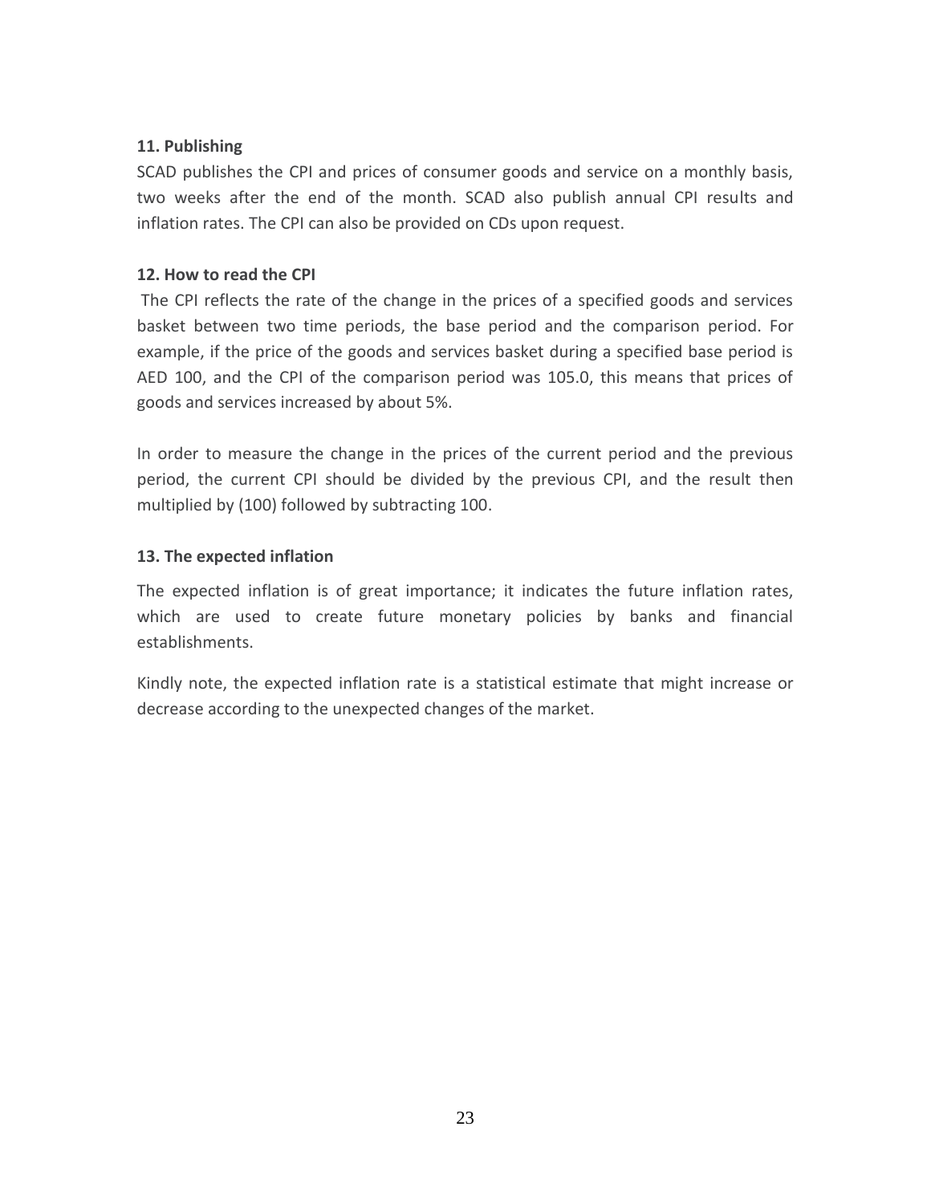**11. Publishing**

SCAD publishes the CPI and prices of consumer goods and service on a monthly basis, two weeks after the end of the month. SCAD also publish annual CPI results and inflation rates. The CPI can also be provided on CDs upon request.

**12. How to read the CPI**

The CPI reflects the rate of the change in the prices of a specified goods and services basket between two time periods, the base period and the comparison period. For example, if the price of the goods and services basket during a specified base period is AED 100, and the CPI of the comparison period was 105.0, this means that prices of goods and services increased by about 5%.

In order to measure the change in the prices of the current period and the previous period, the current CPI should be divided by the previous CPI, and the result then multiplied by (100) followed by subtracting 100.

**13. The expected inflation**

The expected inflation is of great importance; it indicates the future inflation rates, which are used to create future monetary policies by banks and financial establishments.

Kindly note, the expected inflation rate is a statistical estimate that might increase or decrease according to the unexpected changes of the market.